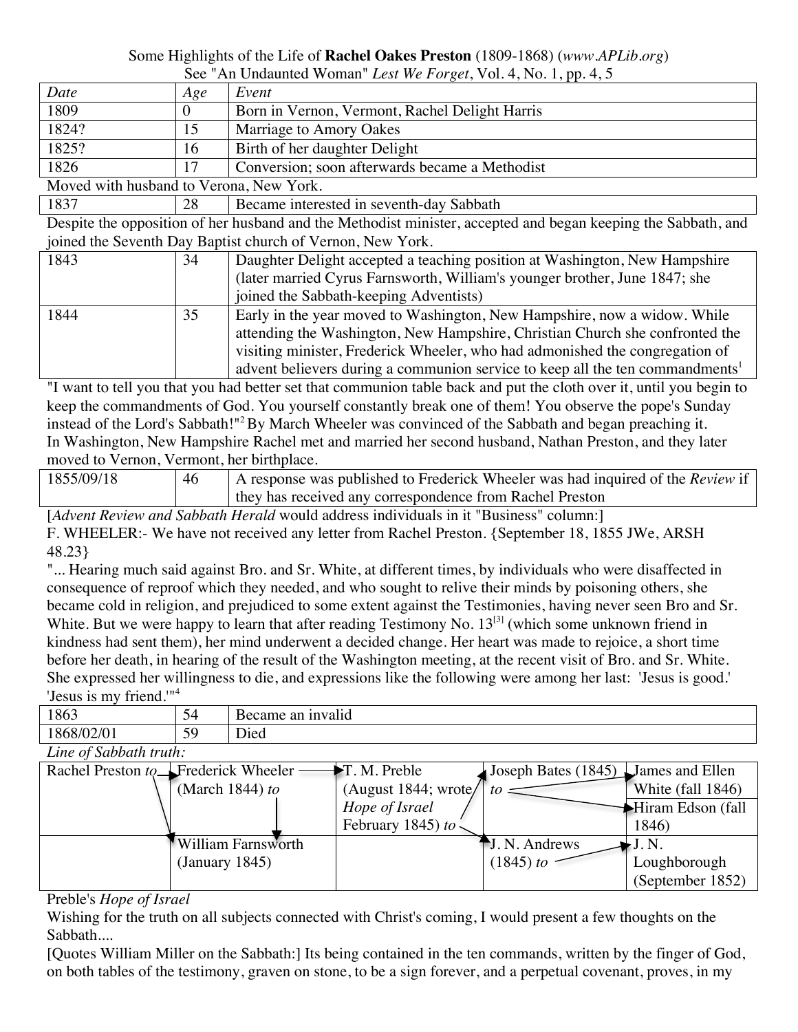Some Highlights of the Life of **Rachel Oakes Preston** (1809-1868) (*www.APLib.org*)
See "An Undaunted Woman" *Lest We Forget*, Vol. 4, No. 1, pp. 4, 5

| *Date* | *Age* | *Event* |
|---|---|---|
| 1809 | 0 | Born in Vernon, Vermont, Rachel Delight Harris |
| 1824? | 15 | Marriage to Amory Oakes |
| 1825? | 16 | Birth of her daughter Delight |
| 1826 | 17 | Conversion; soon afterwards became a Methodist |

Moved with husband to Verona, New York.

| | | |
|---|---|---|
| 1837 | 28 | Became interested in seventh-day Sabbath |

Despite the opposition of her husband and the Methodist minister, accepted and began keeping the Sabbath, and joined the Seventh Day Baptist church of Vernon, New York.

| | | |
|---|---|---|
| 1843 | 34 | Daughter Delight accepted a teaching position at Washington, New Hampshire (later married Cyrus Farnsworth, William's younger brother, June 1847; she joined the Sabbath-keeping Adventists) |
| 1844 | 35 | Early in the year moved to Washington, New Hampshire, now a widow. While attending the Washington, New Hampshire, Christian Church she confronted the visiting minister, Frederick Wheeler, who had admonished the congregation of advent believers during a communion service to keep all the ten commandments[1] |

"I want to tell you that you had better set that communion table back and put the cloth over it, until you begin to keep the commandments of God. You yourself constantly break one of them! You observe the pope's Sunday instead of the Lord's Sabbath!"[2] By March Wheeler was convinced of the Sabbath and began preaching it.
In Washington, New Hampshire Rachel met and married her second husband, Nathan Preston, and they later moved to Vernon, Vermont, her birthplace.

| | | |
|---|---|---|
| 1855/09/18 | 46 | A response was published to Frederick Wheeler was had inquired of the *Review* if they has received any correspondence from Rachel Preston |

[*Advent Review and Sabbath Herald* would address individuals in it "Business" column:]
F. WHEELER:- We have not received any letter from Rachel Preston. {September 18, 1855 JWe, ARSH 48.23}
"... Hearing much said against Bro. and Sr. White, at different times, by individuals who were disaffected in consequence of reproof which they needed, and who sought to relive their minds by poisoning others, she became cold in religion, and prejudiced to some extent against the Testimonies, having never seen Bro and Sr. White. But we were happy to learn that after reading Testimony No. 13[3] (which some unknown friend in kindness had sent them), her mind underwent a decided change. Her heart was made to rejoice, a short time before her death, in hearing of the result of the Washington meeting, at the recent visit of Bro. and Sr. White. She expressed her willingness to die, and expressions like the following were among her last: 'Jesus is good.' 'Jesus is my friend.'"[4]

| | | |
|---|---|---|
| 1863 | 54 | Became an invalid |
| 1868/02/01 | 59 | Died |

*Line of Sabbath truth:*

| | | | | |
|---|---|---|---|---|
| Rachel Preston *to* → | Frederick Wheeler (March 1844) *to* → | T. M. Preble (August 1844; wrote *Hope of Israel* February 1845) *to* → | Joseph Bates (1845) *to* → | James and Ellen White (fall 1846); Hiram Edson (fall 1846) |
| | William Farnsworth (January 1845) | | J. N. Andrews (1845) *to* → | J. N. Loughborough (September 1852) |

Preble's *Hope of Israel*
Wishing for the truth on all subjects connected with Christ's coming, I would present a few thoughts on the Sabbath....
[Quotes William Miller on the Sabbath:] Its being contained in the ten commands, written by the finger of God, on both tables of the testimony, graven on stone, to be a sign forever, and a perpetual covenant, proves, in my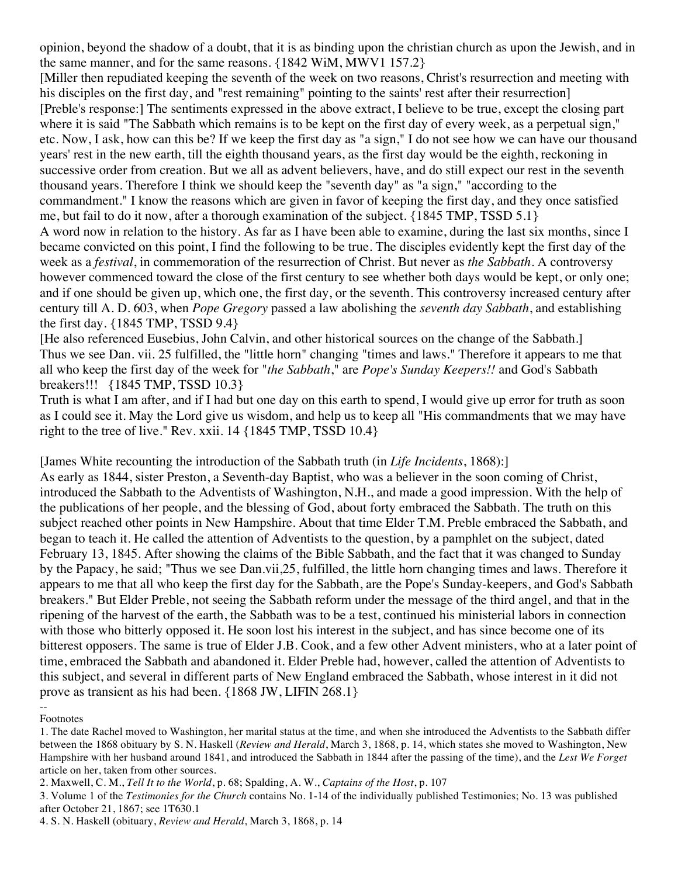opinion, beyond the shadow of a doubt, that it is as binding upon the christian church as upon the Jewish, and in the same manner, and for the same reasons. {1842 WiM, MWV1 157.2}

[Miller then repudiated keeping the seventh of the week on two reasons, Christ's resurrection and meeting with his disciples on the first day, and "rest remaining" pointing to the saints' rest after their resurrection]

[Preble's response:] The sentiments expressed in the above extract, I believe to be true, except the closing part where it is said "The Sabbath which remains is to be kept on the first day of every week, as a perpetual sign," etc. Now, I ask, how can this be? If we keep the first day as "a sign," I do not see how we can have our thousand years' rest in the new earth, till the eighth thousand years, as the first day would be the eighth, reckoning in successive order from creation. But we all as advent believers, have, and do still expect our rest in the seventh thousand years. Therefore I think we should keep the "seventh day" as "a sign," "according to the commandment." I know the reasons which are given in favor of keeping the first day, and they once satisfied me, but fail to do it now, after a thorough examination of the subject. {1845 TMP, TSSD 5.1}

A word now in relation to the history. As far as I have been able to examine, during the last six months, since I became convicted on this point, I find the following to be true. The disciples evidently kept the first day of the week as a *festival*, in commemoration of the resurrection of Christ. But never as *the Sabbath*. A controversy however commenced toward the close of the first century to see whether both days would be kept, or only one; and if one should be given up, which one, the first day, or the seventh. This controversy increased century after century till A. D. 603, when *Pope Gregory* passed a law abolishing the *seventh day Sabbath*, and establishing the first day. {1845 TMP, TSSD 9.4}

[He also referenced Eusebius, John Calvin, and other historical sources on the change of the Sabbath.]

Thus we see Dan. vii. 25 fulfilled, the "little horn" changing "times and laws." Therefore it appears to me that all who keep the first day of the week for "*the Sabbath*," are *Pope's Sunday Keepers!!* and God's Sabbath breakers!!! {1845 TMP, TSSD 10.3}

Truth is what I am after, and if I had but one day on this earth to spend, I would give up error for truth as soon as I could see it. May the Lord give us wisdom, and help us to keep all "His commandments that we may have right to the tree of live." Rev. xxii. 14 {1845 TMP, TSSD 10.4}

[James White recounting the introduction of the Sabbath truth (in *Life Incidents*, 1868):]

As early as 1844, sister Preston, a Seventh-day Baptist, who was a believer in the soon coming of Christ, introduced the Sabbath to the Adventists of Washington, N.H., and made a good impression. With the help of the publications of her people, and the blessing of God, about forty embraced the Sabbath. The truth on this subject reached other points in New Hampshire. About that time Elder T.M. Preble embraced the Sabbath, and began to teach it. He called the attention of Adventists to the question, by a pamphlet on the subject, dated February 13, 1845. After showing the claims of the Bible Sabbath, and the fact that it was changed to Sunday by the Papacy, he said; "Thus we see Dan.vii,25, fulfilled, the little horn changing times and laws. Therefore it appears to me that all who keep the first day for the Sabbath, are the Pope's Sunday-keepers, and God's Sabbath breakers." But Elder Preble, not seeing the Sabbath reform under the message of the third angel, and that in the ripening of the harvest of the earth, the Sabbath was to be a test, continued his ministerial labors in connection with those who bitterly opposed it. He soon lost his interest in the subject, and has since become one of its bitterest opposers. The same is true of Elder J.B. Cook, and a few other Advent ministers, who at a later point of time, embraced the Sabbath and abandoned it. Elder Preble had, however, called the attention of Adventists to this subject, and several in different parts of New England embraced the Sabbath, whose interest in it did not prove as transient as his had been. {1868 JW, LIFIN 268.1}

--

Footnotes

1. The date Rachel moved to Washington, her marital status at the time, and when she introduced the Adventists to the Sabbath differ between the 1868 obituary by S. N. Haskell (*Review and Herald*, March 3, 1868, p. 14, which states she moved to Washington, New Hampshire with her husband around 1841, and introduced the Sabbath in 1844 after the passing of the time), and the *Lest We Forget* article on her, taken from other sources.
2. Maxwell, C. M., *Tell It to the World*, p. 68; Spalding, A. W., *Captains of the Host*, p. 107
3. Volume 1 of the *Testimonies for the Church* contains No. 1-14 of the individually published Testimonies; No. 13 was published after October 21, 1867; see 1T630.1
4. S. N. Haskell (obituary, *Review and Herald*, March 3, 1868, p. 14